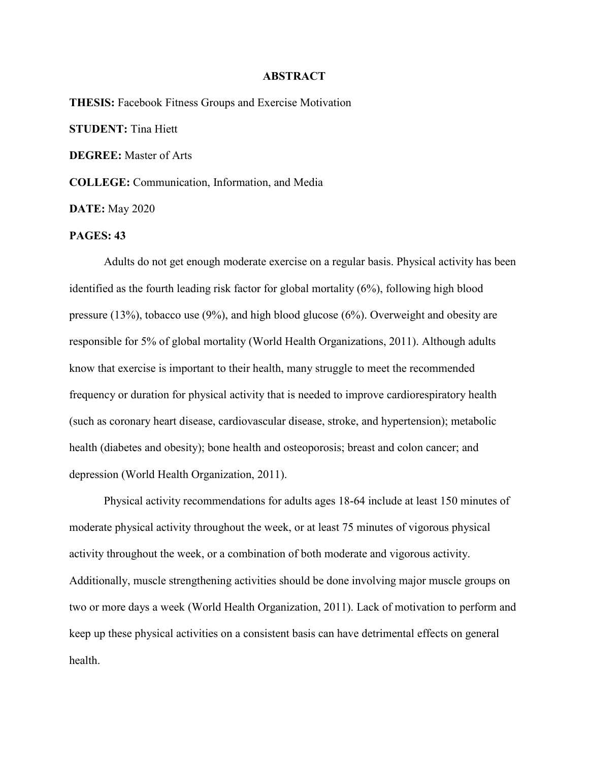# ABSTRACT

**THESIS:** Facebook Fitness Groups and Exercise Motivation

**STUDENT:** Tina Hiett

**DEGREE:** Master of Arts

**COLLEGE:** Communication, Information, and Media

**DATE:** May 2020

**PAGES: 43**

Adults do not get enough moderate exercise on a regular basis. Physical activity has been identified as the fourth leading risk factor for global mortality (6%), following high blood pressure (13%), tobacco use (9%), and high blood glucose (6%). Overweight and obesity are responsible for 5% of global mortality (World Health Organizations, 2011). Although adults know that exercise is important to their health, many struggle to meet the recommended frequency or duration for physical activity that is needed to improve cardiorespiratory health (such as coronary heart disease, cardiovascular disease, stroke, and hypertension); metabolic health (diabetes and obesity); bone health and osteoporosis; breast and colon cancer; and depression (World Health Organization, 2011).

Physical activity recommendations for adults ages 18-64 include at least 150 minutes of moderate physical activity throughout the week, or at least 75 minutes of vigorous physical activity throughout the week, or a combination of both moderate and vigorous activity. Additionally, muscle strengthening activities should be done involving major muscle groups on two or more days a week (World Health Organization, 2011). Lack of motivation to perform and keep up these physical activities on a consistent basis can have detrimental effects on general health.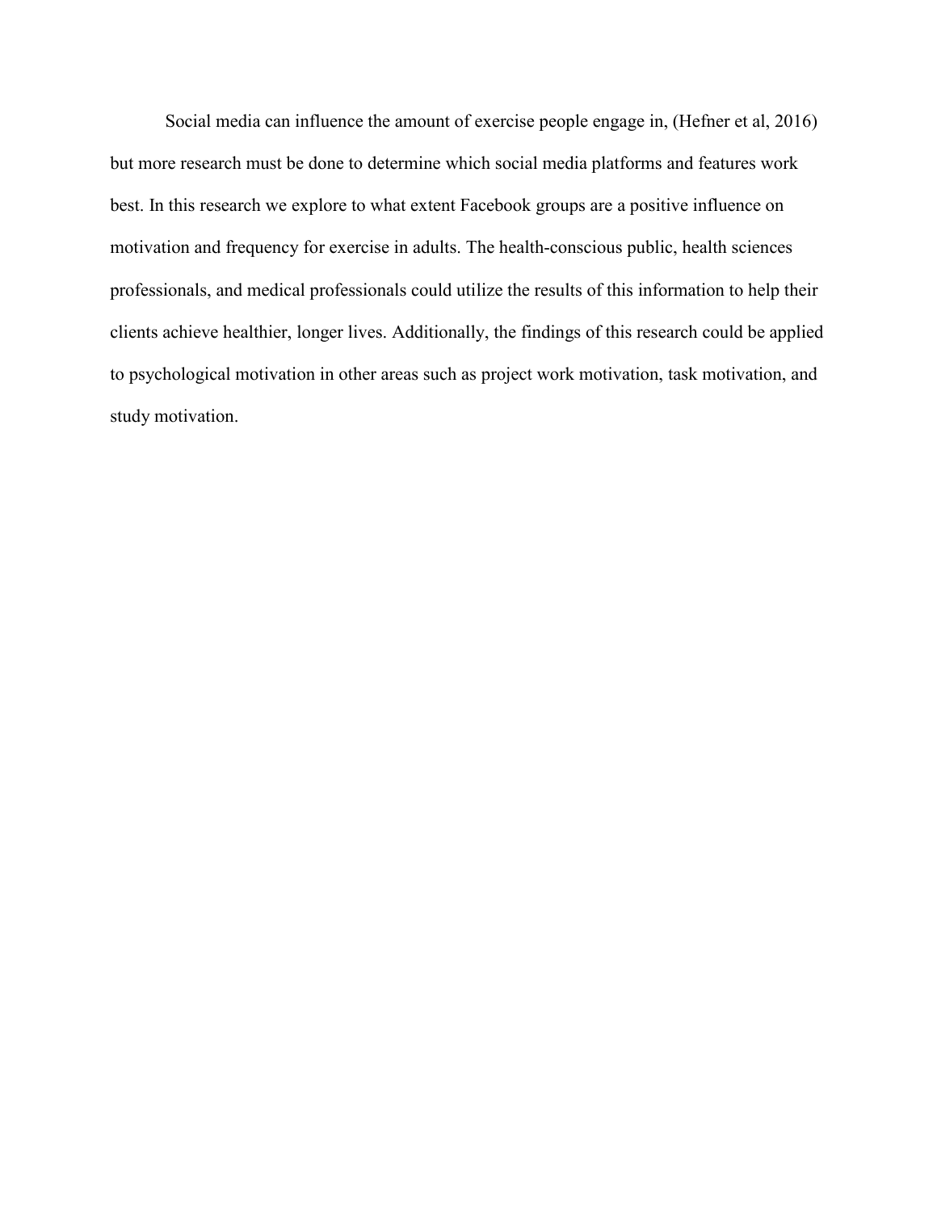Social media can influence the amount of exercise people engage in, (Hefner et al, 2016) but more research must be done to determine which social media platforms and features work best. In this research we explore to what extent Facebook groups are a positive influence on motivation and frequency for exercise in adults. The health-conscious public, health sciences professionals, and medical professionals could utilize the results of this information to help their clients achieve healthier, longer lives. Additionally, the findings of this research could be applied to psychological motivation in other areas such as project work motivation, task motivation, and study motivation.